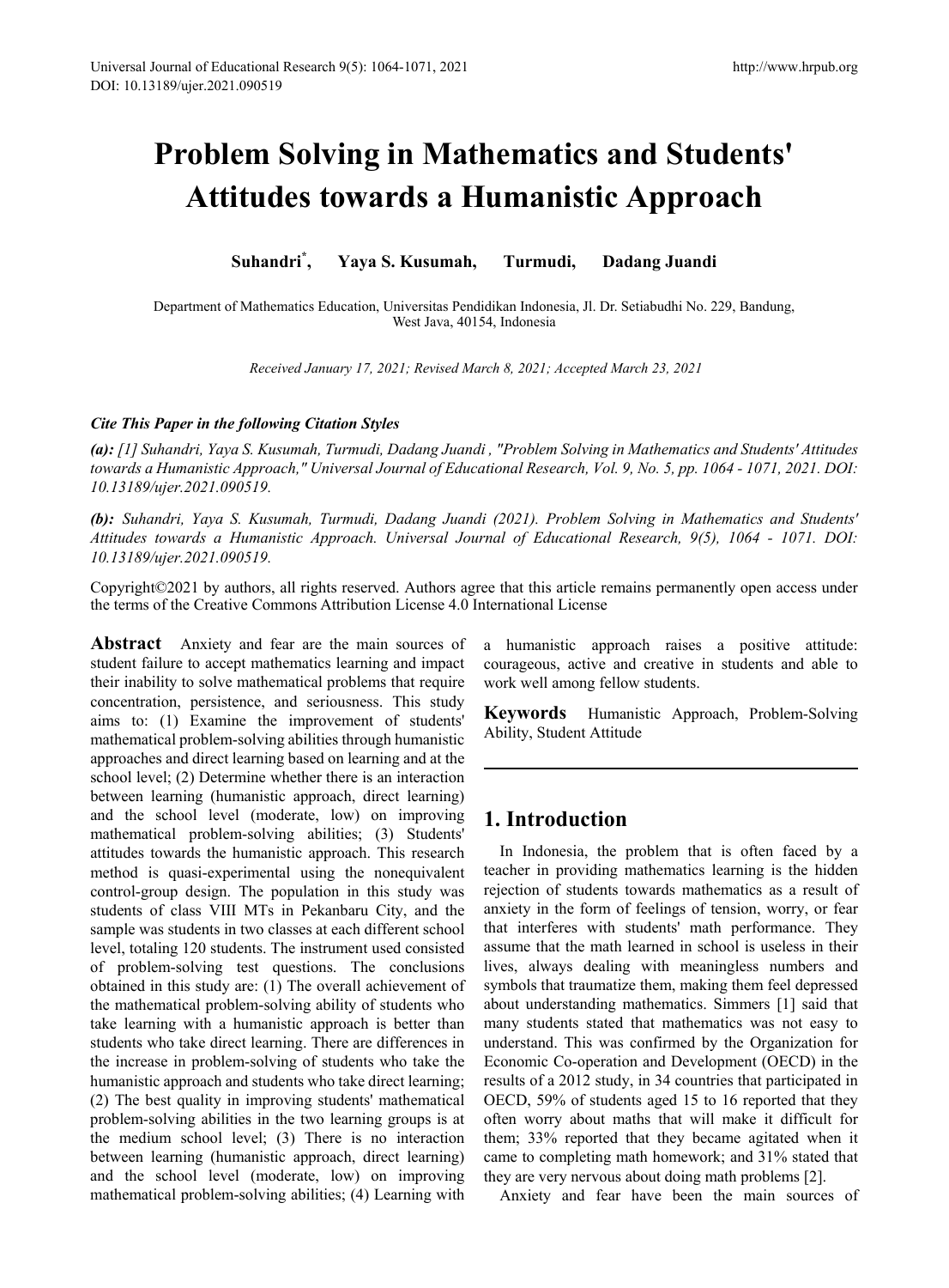# Problem Solving in Mathematics and Students' Attitudes towards a Humanistic Approach

**Suhandri\*, Yaya S. Kusumah, Turmudi, Dadang Juandi**

Department of Mathematics Education, Universitas Pendidikan Indonesia, Jl. Dr. Setiabudhi No. 229, Bandung, West Java, 40154, Indonesia

*Received January 17, 2021; Revised March 8, 2021; Accepted March 23, 2021*

***Cite This Paper in the following Citation Styles***

***(a):*** *[1] Suhandri, Yaya S. Kusumah, Turmudi, Dadang Juandi , "Problem Solving in Mathematics and Students' Attitudes towards a Humanistic Approach," Universal Journal of Educational Research, Vol. 9, No. 5, pp. 1064 - 1071, 2021. DOI: 10.13189/ujer.2021.090519.*

***(b):*** *Suhandri, Yaya S. Kusumah, Turmudi, Dadang Juandi (2021). Problem Solving in Mathematics and Students' Attitudes towards a Humanistic Approach. Universal Journal of Educational Research, 9(5), 1064 - 1071. DOI: 10.13189/ujer.2021.090519.*

Copyright©2021 by authors, all rights reserved. Authors agree that this article remains permanently open access under the terms of the Creative Commons Attribution License 4.0 International License

**Abstract** Anxiety and fear are the main sources of student failure to accept mathematics learning and impact their inability to solve mathematical problems that require concentration, persistence, and seriousness. This study aims to: (1) Examine the improvement of students' mathematical problem-solving abilities through humanistic approaches and direct learning based on learning and at the school level; (2) Determine whether there is an interaction between learning (humanistic approach, direct learning) and the school level (moderate, low) on improving mathematical problem-solving abilities; (3) Students' attitudes towards the humanistic approach. This research method is quasi-experimental using the nonequivalent control-group design. The population in this study was students of class VIII MTs in Pekanbaru City, and the sample was students in two classes at each different school level, totaling 120 students. The instrument used consisted of problem-solving test questions. The conclusions obtained in this study are: (1) The overall achievement of the mathematical problem-solving ability of students who take learning with a humanistic approach is better than students who take direct learning. There are differences in the increase in problem-solving of students who take the humanistic approach and students who take direct learning; (2) The best quality in improving students' mathematical problem-solving abilities in the two learning groups is at the medium school level; (3) There is no interaction between learning (humanistic approach, direct learning) and the school level (moderate, low) on improving mathematical problem-solving abilities; (4) Learning with a humanistic approach raises a positive attitude: courageous, active and creative in students and able to work well among fellow students.

**Keywords** Humanistic Approach, Problem-Solving Ability, Student Attitude

## 1. Introduction

In Indonesia, the problem that is often faced by a teacher in providing mathematics learning is the hidden rejection of students towards mathematics as a result of anxiety in the form of feelings of tension, worry, or fear that interferes with students' math performance. They assume that the math learned in school is useless in their lives, always dealing with meaningless numbers and symbols that traumatize them, making them feel depressed about understanding mathematics. Simmers [1] said that many students stated that mathematics was not easy to understand. This was confirmed by the Organization for Economic Co-operation and Development (OECD) in the results of a 2012 study, in 34 countries that participated in OECD, 59% of students aged 15 to 16 reported that they often worry about maths that will make it difficult for them; 33% reported that they became agitated when it came to completing math homework; and 31% stated that they are very nervous about doing math problems [2].

Anxiety and fear have been the main sources of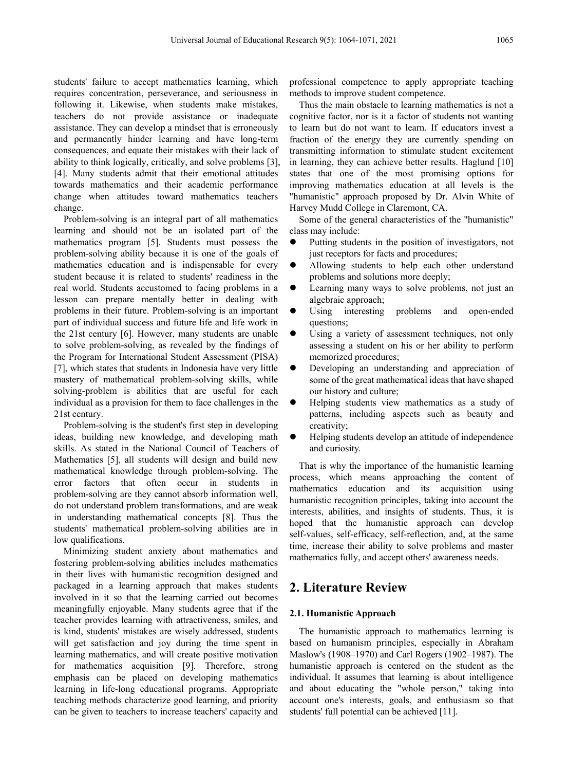students' failure to accept mathematics learning, which requires concentration, perseverance, and seriousness in following it. Likewise, when students make mistakes, teachers do not provide assistance or inadequate assistance. They can develop a mindset that is erroneously and permanently hinder learning and have long-term consequences, and equate their mistakes with their lack of ability to think logically, critically, and solve problems [3], [4]. Many students admit that their emotional attitudes towards mathematics and their academic performance change when attitudes toward mathematics teachers change.

Problem-solving is an integral part of all mathematics learning and should not be an isolated part of the mathematics program [5]. Students must possess the problem-solving ability because it is one of the goals of mathematics education and is indispensable for every student because it is related to students' readiness in the real world. Students accustomed to facing problems in a lesson can prepare mentally better in dealing with problems in their future. Problem-solving is an important part of individual success and future life and life work in the 21st century [6]. However, many students are unable to solve problem-solving, as revealed by the findings of the Program for International Student Assessment (PISA) [7], which states that students in Indonesia have very little mastery of mathematical problem-solving skills, while solving-problem is abilities that are useful for each individual as a provision for them to face challenges in the 21st century.

Problem-solving is the student's first step in developing ideas, building new knowledge, and developing math skills. As stated in the National Council of Teachers of Mathematics [5], all students will design and build new mathematical knowledge through problem-solving. The error factors that often occur in students in problem-solving are they cannot absorb information well, do not understand problem transformations, and are weak in understanding mathematical concepts [8]. Thus the students' mathematical problem-solving abilities are in low qualifications.

Minimizing student anxiety about mathematics and fostering problem-solving abilities includes mathematics in their lives with humanistic recognition designed and packaged in a learning approach that makes students involved in it so that the learning carried out becomes meaningfully enjoyable. Many students agree that if the teacher provides learning with attractiveness, smiles, and is kind, students' mistakes are wisely addressed, students will get satisfaction and joy during the time spent in learning mathematics, and will create positive motivation for mathematics acquisition [9]. Therefore, strong emphasis can be placed on developing mathematics learning in life-long educational programs. Appropriate teaching methods characterize good learning, and priority can be given to teachers to increase teachers' capacity and professional competence to apply appropriate teaching methods to improve student competence.

Thus the main obstacle to learning mathematics is not a cognitive factor, nor is it a factor of students not wanting to learn but do not want to learn. If educators invest a fraction of the energy they are currently spending on transmitting information to stimulate student excitement in learning, they can achieve better results. Haglund [10] states that one of the most promising options for improving mathematics education at all levels is the "humanistic" approach proposed by Dr. Alvin White of Harvey Mudd College in Claremont, CA.

Some of the general characteristics of the "humanistic" class may include:

- Putting students in the position of investigators, not just receptors for facts and procedures;
- Allowing students to help each other understand problems and solutions more deeply;
- Learning many ways to solve problems, not just an algebraic approach;
- Using interesting problems and open-ended questions;
- Using a variety of assessment techniques, not only assessing a student on his or her ability to perform memorized procedures;
- Developing an understanding and appreciation of some of the great mathematical ideas that have shaped our history and culture;
- Helping students view mathematics as a study of patterns, including aspects such as beauty and creativity;
- Helping students develop an attitude of independence and curiosity.

That is why the importance of the humanistic learning process, which means approaching the content of mathematics education and its acquisition using humanistic recognition principles, taking into account the interests, abilities, and insights of students. Thus, it is hoped that the humanistic approach can develop self-values, self-efficacy, self-reflection, and, at the same time, increase their ability to solve problems and master mathematics fully, and accept others' awareness needs.

## 2. Literature Review

### 2.1. Humanistic Approach

The humanistic approach to mathematics learning is based on humanism principles, especially in Abraham Maslow's (1908–1970) and Carl Rogers (1902–1987). The humanistic approach is centered on the student as the individual. It assumes that learning is about intelligence and about educating the "whole person," taking into account one's interests, goals, and enthusiasm so that students' full potential can be achieved [11].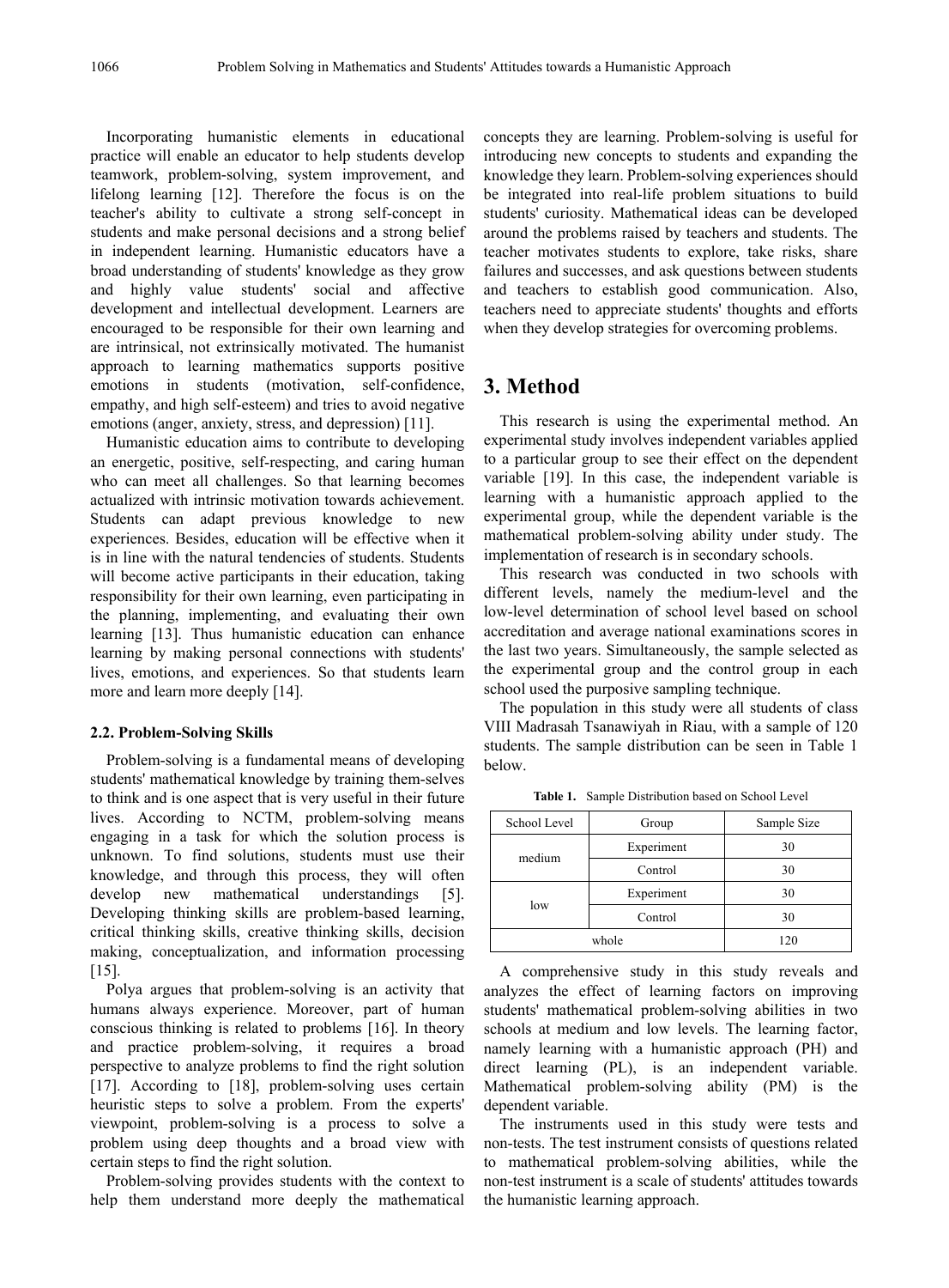Incorporating humanistic elements in educational practice will enable an educator to help students develop teamwork, problem-solving, system improvement, and lifelong learning [12]. Therefore the focus is on the teacher's ability to cultivate a strong self-concept in students and make personal decisions and a strong belief in independent learning. Humanistic educators have a broad understanding of students' knowledge as they grow and highly value students' social and affective development and intellectual development. Learners are encouraged to be responsible for their own learning and are intrinsical, not extrinsically motivated. The humanist approach to learning mathematics supports positive emotions in students (motivation, self-confidence, empathy, and high self-esteem) and tries to avoid negative emotions (anger, anxiety, stress, and depression) [11].

Humanistic education aims to contribute to developing an energetic, positive, self-respecting, and caring human who can meet all challenges. So that learning becomes actualized with intrinsic motivation towards achievement. Students can adapt previous knowledge to new experiences. Besides, education will be effective when it is in line with the natural tendencies of students. Students will become active participants in their education, taking responsibility for their own learning, even participating in the planning, implementing, and evaluating their own learning [13]. Thus humanistic education can enhance learning by making personal connections with students' lives, emotions, and experiences. So that students learn more and learn more deeply [14].

### 2.2. Problem-Solving Skills

Problem-solving is a fundamental means of developing students' mathematical knowledge by training them-selves to think and is one aspect that is very useful in their future lives. According to NCTM, problem-solving means engaging in a task for which the solution process is unknown. To find solutions, students must use their knowledge, and through this process, they will often develop new mathematical understandings [5]. Developing thinking skills are problem-based learning, critical thinking skills, creative thinking skills, decision making, conceptualization, and information processing [15].

Polya argues that problem-solving is an activity that humans always experience. Moreover, part of human conscious thinking is related to problems [16]. In theory and practice problem-solving, it requires a broad perspective to analyze problems to find the right solution [17]. According to [18], problem-solving uses certain heuristic steps to solve a problem. From the experts' viewpoint, problem-solving is a process to solve a problem using deep thoughts and a broad view with certain steps to find the right solution.

Problem-solving provides students with the context to help them understand more deeply the mathematical concepts they are learning. Problem-solving is useful for introducing new concepts to students and expanding the knowledge they learn. Problem-solving experiences should be integrated into real-life problem situations to build students' curiosity. Mathematical ideas can be developed around the problems raised by teachers and students. The teacher motivates students to explore, take risks, share failures and successes, and ask questions between students and teachers to establish good communication. Also, teachers need to appreciate students' thoughts and efforts when they develop strategies for overcoming problems.

## 3. Method

This research is using the experimental method. An experimental study involves independent variables applied to a particular group to see their effect on the dependent variable [19]. In this case, the independent variable is learning with a humanistic approach applied to the experimental group, while the dependent variable is the mathematical problem-solving ability under study. The implementation of research is in secondary schools.

This research was conducted in two schools with different levels, namely the medium-level and the low-level determination of school level based on school accreditation and average national examinations scores in the last two years. Simultaneously, the sample selected as the experimental group and the control group in each school used the purposive sampling technique.

The population in this study were all students of class VIII Madrasah Tsanawiyah in Riau, with a sample of 120 students. The sample distribution can be seen in Table 1 below.

**Table 1.** Sample Distribution based on School Level

| School Level | Group | Sample Size |
|---|---|---|
| medium | Experiment | 30 |
| | Control | 30 |
| low | Experiment | 30 |
| | Control | 30 |
| whole | | 120 |

A comprehensive study in this study reveals and analyzes the effect of learning factors on improving students' mathematical problem-solving abilities in two schools at medium and low levels. The learning factor, namely learning with a humanistic approach (PH) and direct learning (PL), is an independent variable. Mathematical problem-solving ability (PM) is the dependent variable.

The instruments used in this study were tests and non-tests. The test instrument consists of questions related to mathematical problem-solving abilities, while the non-test instrument is a scale of students' attitudes towards the humanistic learning approach.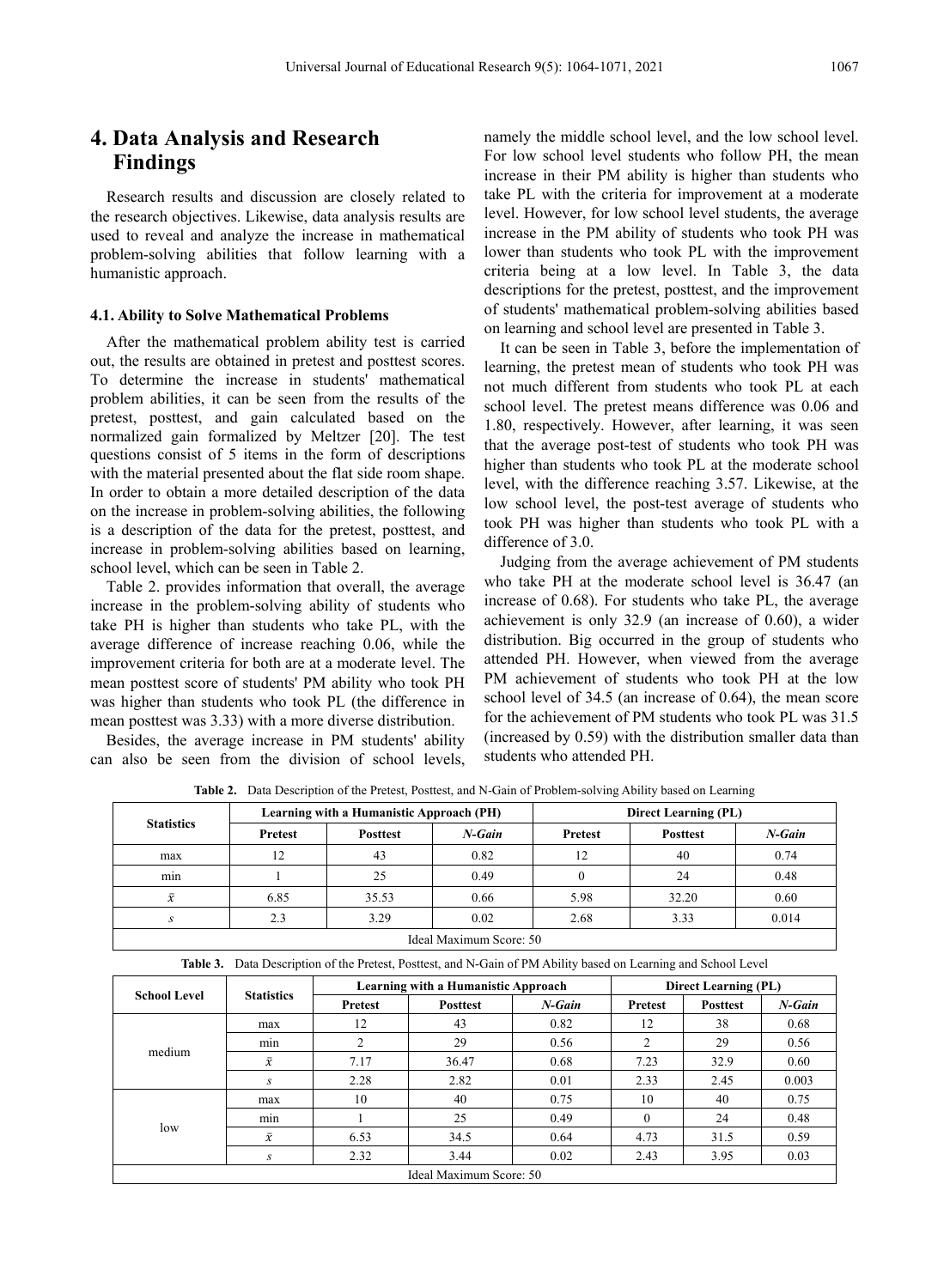## 4. Data Analysis and Research Findings

Research results and discussion are closely related to the research objectives. Likewise, data analysis results are used to reveal and analyze the increase in mathematical problem-solving abilities that follow learning with a humanistic approach.

### 4.1. Ability to Solve Mathematical Problems

After the mathematical problem ability test is carried out, the results are obtained in pretest and posttest scores. To determine the increase in students' mathematical problem abilities, it can be seen from the results of the pretest, posttest, and gain calculated based on the normalized gain formalized by Meltzer [20]. The test questions consist of 5 items in the form of descriptions with the material presented about the flat side room shape. In order to obtain a more detailed description of the data on the increase in problem-solving abilities, the following is a description of the data for the pretest, posttest, and increase in problem-solving abilities based on learning, school level, which can be seen in Table 2.

Table 2. provides information that overall, the average increase in the problem-solving ability of students who take PH is higher than students who take PL, with the average difference of increase reaching 0.06, while the improvement criteria for both are at a moderate level. The mean posttest score of students' PM ability who took PH was higher than students who took PL (the difference in mean posttest was 3.33) with a more diverse distribution.

Besides, the average increase in PM students' ability can also be seen from the division of school levels, namely the middle school level, and the low school level. For low school level students who follow PH, the mean increase in their PM ability is higher than students who take PL with the criteria for improvement at a moderate level. However, for low school level students, the average increase in the PM ability of students who took PH was lower than students who took PL with the improvement criteria being at a low level. In Table 3, the data descriptions for the pretest, posttest, and the improvement of students' mathematical problem-solving abilities based on learning and school level are presented in Table 3.

It can be seen in Table 3, before the implementation of learning, the pretest mean of students who took PH was not much different from students who took PL at each school level. The pretest means difference was 0.06 and 1.80, respectively. However, after learning, it was seen that the average post-test of students who took PH was higher than students who took PL at the moderate school level, with the difference reaching 3.57. Likewise, at the low school level, the post-test average of students who took PH was higher than students who took PL with a difference of 3.0.

Judging from the average achievement of PM students who take PH at the moderate school level is 36.47 (an increase of 0.68). For students who take PL, the average achievement is only 32.9 (an increase of 0.60), a wider distribution. Big occurred in the group of students who attended PH. However, when viewed from the average PM achievement of students who took PH at the low school level of 34.5 (an increase of 0.64), the mean score for the achievement of PM students who took PL was 31.5 (increased by 0.59) with the distribution smaller data than students who attended PH.

**Table 2.** Data Description of the Pretest, Posttest, and N-Gain of Problem-solving Ability based on Learning

| Statistics | Learning with a Humanistic Approach (PH) | | | Direct Learning (PL) | | |
|---|---|---|---|---|---|---|
| | Pretest | Posttest | *N-Gain* | Pretest | Posttest | *N-Gain* |
| max | 12 | 43 | 0.82 | 12 | 40 | 0.74 |
| min | 1 | 25 | 0.49 | 0 | 24 | 0.48 |
| $\bar{x}$ | 6.85 | 35.53 | 0.66 | 5.98 | 32.20 | 0.60 |
| $s$ | 2.3 | 3.29 | 0.02 | 2.68 | 3.33 | 0.014 |
| Ideal Maximum Score: 50 | | | | | | |

**Table 3.** Data Description of the Pretest, Posttest, and N-Gain of PM Ability based on Learning and School Level

| School Level | Statistics | Learning with a Humanistic Approach | | | Direct Learning (PL) | | |
|---|---|---|---|---|---|---|---|
| | | Pretest | Posttest | *N-Gain* | Pretest | Posttest | *N-Gain* |
| medium | max | 12 | 43 | 0.82 | 12 | 38 | 0.68 |
| | min | 2 | 29 | 0.56 | 2 | 29 | 0.56 |
| | $\bar{x}$ | 7.17 | 36.47 | 0.68 | 7.23 | 32.9 | 0.60 |
| | $s$ | 2.28 | 2.82 | 0.01 | 2.33 | 2.45 | 0.003 |
| low | max | 10 | 40 | 0.75 | 10 | 40 | 0.75 |
| | min | 1 | 25 | 0.49 | 0 | 24 | 0.48 |
| | $\bar{x}$ | 6.53 | 34.5 | 0.64 | 4.73 | 31.5 | 0.59 |
| | $s$ | 2.32 | 3.44 | 0.02 | 2.43 | 3.95 | 0.03 |
| Ideal Maximum Score: 50 | | | | | | | |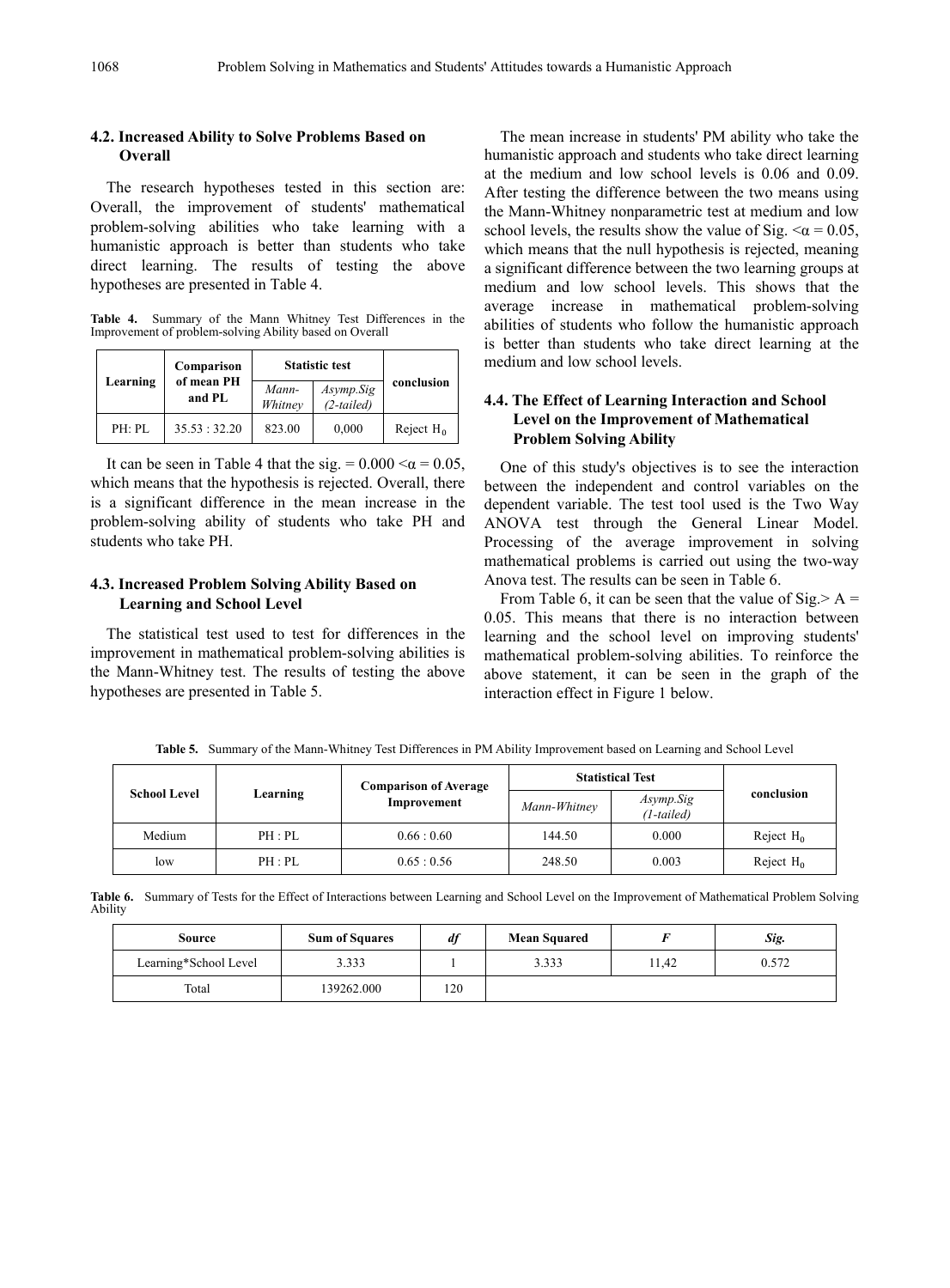### 4.2. Increased Ability to Solve Problems Based on Overall

The research hypotheses tested in this section are: Overall, the improvement of students' mathematical problem-solving abilities who take learning with a humanistic approach is better than students who take direct learning. The results of testing the above hypotheses are presented in Table 4.

**Table 4.** Summary of the Mann Whitney Test Differences in the Improvement of problem-solving Ability based on Overall

| Learning | Comparison of mean PH and PL | Statistic test | | conclusion |
|---|---|---|---|---|
| | | *Mann-Whitney* | *Asymp.Sig (2-tailed)* | |
| PH: PL | 35.53 : 32.20 | 823.00 | 0,000 | Reject $H_0$ |

It can be seen in Table 4 that the sig. = 0.000 <α = 0.05, which means that the hypothesis is rejected. Overall, there is a significant difference in the mean increase in the problem-solving ability of students who take PH and students who take PH.

### 4.3. Increased Problem Solving Ability Based on Learning and School Level

The statistical test used to test for differences in the improvement in mathematical problem-solving abilities is the Mann-Whitney test. The results of testing the above hypotheses are presented in Table 5.

The mean increase in students' PM ability who take the humanistic approach and students who take direct learning at the medium and low school levels is 0.06 and 0.09. After testing the difference between the two means using the Mann-Whitney nonparametric test at medium and low school levels, the results show the value of Sig. <α = 0.05, which means that the null hypothesis is rejected, meaning a significant difference between the two learning groups at medium and low school levels. This shows that the average increase in mathematical problem-solving abilities of students who follow the humanistic approach is better than students who take direct learning at the medium and low school levels.

### 4.4. The Effect of Learning Interaction and School Level on the Improvement of Mathematical Problem Solving Ability

One of this study's objectives is to see the interaction between the independent and control variables on the dependent variable. The test tool used is the Two Way ANOVA test through the General Linear Model. Processing of the average improvement in solving mathematical problems is carried out using the two-way Anova test. The results can be seen in Table 6.

From Table 6, it can be seen that the value of Sig.> A = 0.05. This means that there is no interaction between learning and the school level on improving students' mathematical problem-solving abilities. To reinforce the above statement, it can be seen in the graph of the interaction effect in Figure 1 below.

**Table 5.** Summary of the Mann-Whitney Test Differences in PM Ability Improvement based on Learning and School Level

| School Level | Learning | Comparison of Average Improvement | Statistical Test | | conclusion |
|---|---|---|---|---|---|
| | | | *Mann-Whitney* | *Asymp.Sig (1-tailed)* | |
| Medium | PH : PL | 0.66 : 0.60 | 144.50 | 0.000 | Reject $H_0$ |
| low | PH : PL | 0.65 : 0.56 | 248.50 | 0.003 | Reject $H_0$ |

**Table 6.** Summary of Tests for the Effect of Interactions between Learning and School Level on the Improvement of Mathematical Problem Solving Ability

| Source | Sum of Squares | *df* | Mean Squared | *F* | *Sig.* |
|---|---|---|---|---|---|
| Learning*School Level | 3.333 | 1 | 3.333 | 11,42 | 0.572 |
| Total | 139262.000 | 120 | | | |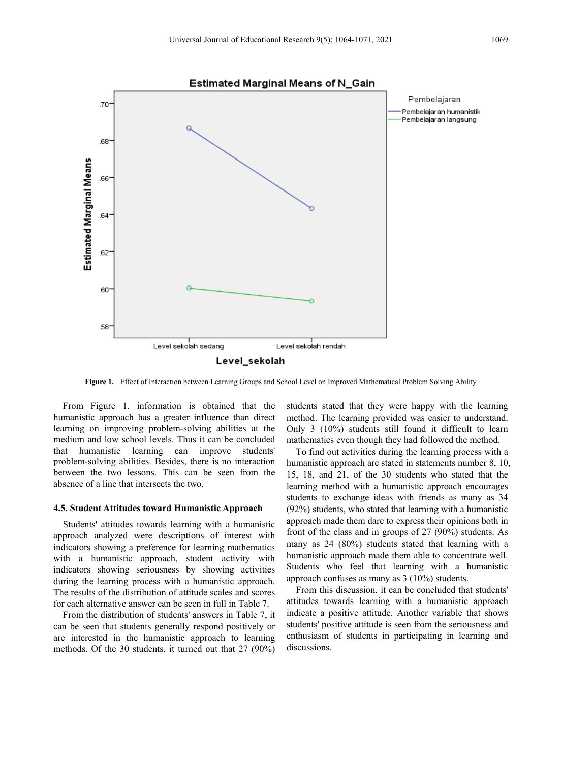**Figure 1.** Effect of Interaction between Learning Groups and School Level on Improved Mathematical Problem Solving Ability

From Figure 1, information is obtained that the humanistic approach has a greater influence than direct learning on improving problem-solving abilities at the medium and low school levels. Thus it can be concluded that humanistic learning can improve students' problem-solving abilities. Besides, there is no interaction between the two lessons. This can be seen from the absence of a line that intersects the two.

### 4.5. Student Attitudes toward Humanistic Approach

Students' attitudes towards learning with a humanistic approach analyzed were descriptions of interest with indicators showing a preference for learning mathematics with a humanistic approach, student activity with indicators showing seriousness by showing activities during the learning process with a humanistic approach. The results of the distribution of attitude scales and scores for each alternative answer can be seen in full in Table 7.

From the distribution of students' answers in Table 7, it can be seen that students generally respond positively or are interested in the humanistic approach to learning methods. Of the 30 students, it turned out that 27 (90%) students stated that they were happy with the learning method. The learning provided was easier to understand. Only 3 (10%) students still found it difficult to learn mathematics even though they had followed the method.

To find out activities during the learning process with a humanistic approach are stated in statements number 8, 10, 15, 18, and 21, of the 30 students who stated that the learning method with a humanistic approach encourages students to exchange ideas with friends as many as 34 (92%) students, who stated that learning with a humanistic approach made them dare to express their opinions both in front of the class and in groups of 27 (90%) students. As many as 24 (80%) students stated that learning with a humanistic approach made them able to concentrate well. Students who feel that learning with a humanistic approach confuses as many as 3 (10%) students.

From this discussion, it can be concluded that students' attitudes towards learning with a humanistic approach indicate a positive attitude. Another variable that shows students' positive attitude is seen from the seriousness and enthusiasm of students in participating in learning and discussions.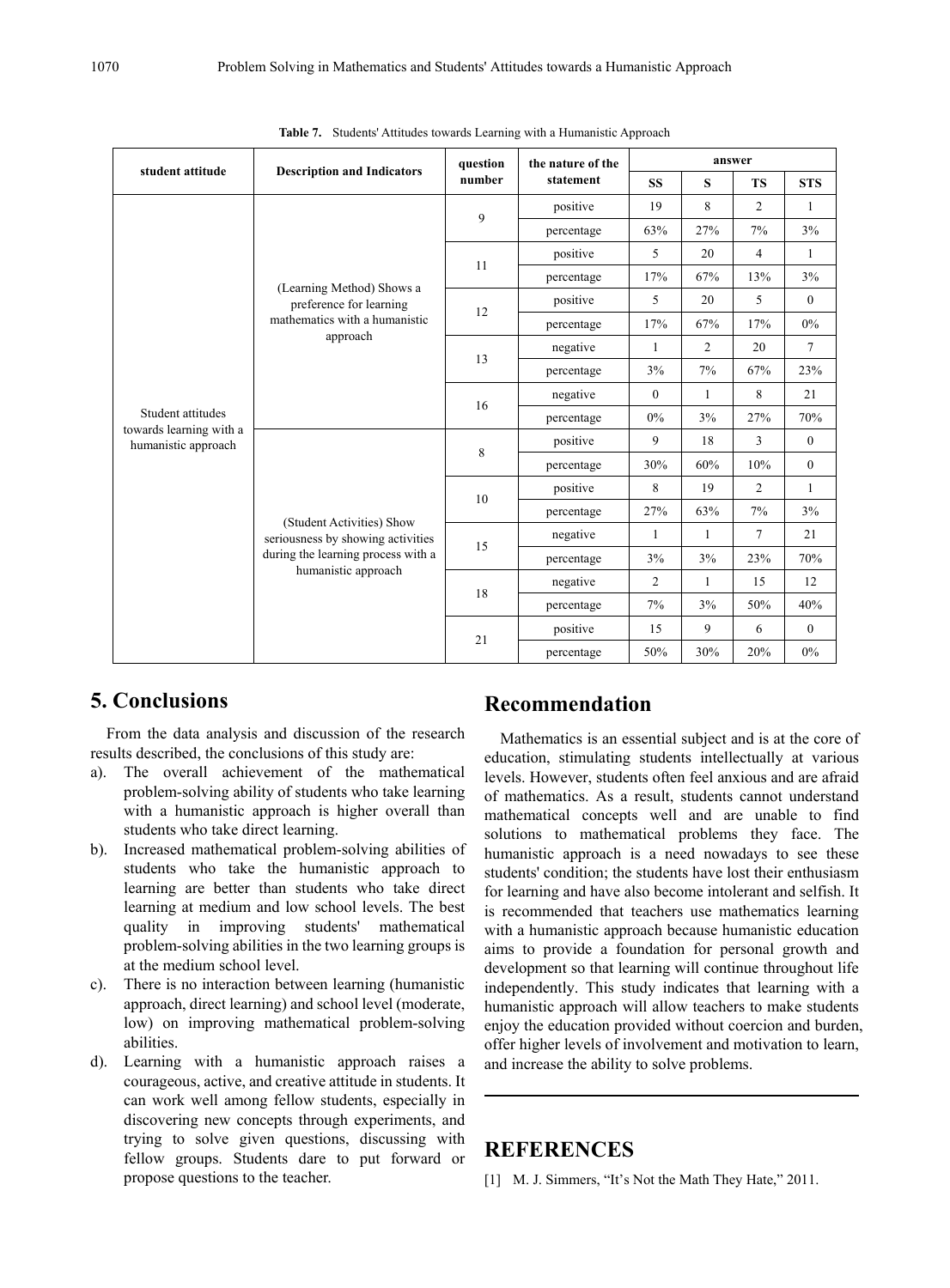**Table 7.** Students' Attitudes towards Learning with a Humanistic Approach

| student attitude | Description and Indicators | question number | the nature of the statement | answer | | | |
|---|---|---|---|---|---|---|---|
| | | | | SS | S | TS | STS |
| Student attitudes towards learning with a humanistic approach | (Learning Method) Shows a preference for learning mathematics with a humanistic approach | 9 | positive | 19 | 8 | 2 | 1 |
| | | | percentage | 63% | 27% | 7% | 3% |
| | | 11 | positive | 5 | 20 | 4 | 1 |
| | | | percentage | 17% | 67% | 13% | 3% |
| | | 12 | positive | 5 | 20 | 5 | 0 |
| | | | percentage | 17% | 67% | 17% | 0% |
| | | 13 | negative | 1 | 2 | 20 | 7 |
| | | | percentage | 3% | 7% | 67% | 23% |
| | | 16 | negative | 0 | 1 | 8 | 21 |
| | | | percentage | 0% | 3% | 27% | 70% |
| | (Student Activities) Show seriousness by showing activities during the learning process with a humanistic approach | 8 | positive | 9 | 18 | 3 | 0 |
| | | | percentage | 30% | 60% | 10% | 0 |
| | | 10 | positive | 8 | 19 | 2 | 1 |
| | | | percentage | 27% | 63% | 7% | 3% |
| | | 15 | negative | 1 | 1 | 7 | 21 |
| | | | percentage | 3% | 3% | 23% | 70% |
| | | 18 | negative | 2 | 1 | 15 | 12 |
| | | | percentage | 7% | 3% | 50% | 40% |
| | | 21 | positive | 15 | 9 | 6 | 0 |
| | | | percentage | 50% | 30% | 20% | 0% |

## 5. Conclusions

From the data analysis and discussion of the research results described, the conclusions of this study are:

a). The overall achievement of the mathematical problem-solving ability of students who take learning with a humanistic approach is higher overall than students who take direct learning.

b). Increased mathematical problem-solving abilities of students who take the humanistic approach to learning are better than students who take direct learning at medium and low school levels. The best quality in improving students' mathematical problem-solving abilities in the two learning groups is at the medium school level.

c). There is no interaction between learning (humanistic approach, direct learning) and school level (moderate, low) on improving mathematical problem-solving abilities.

d). Learning with a humanistic approach raises a courageous, active, and creative attitude in students. It can work well among fellow students, especially in discovering new concepts through experiments, and trying to solve given questions, discussing with fellow groups. Students dare to put forward or propose questions to the teacher.

## Recommendation

Mathematics is an essential subject and is at the core of education, stimulating students intellectually at various levels. However, students often feel anxious and are afraid of mathematics. As a result, students cannot understand mathematical concepts well and are unable to find solutions to mathematical problems they face. The humanistic approach is a need nowadays to see these students' condition; the students have lost their enthusiasm for learning and have also become intolerant and selfish. It is recommended that teachers use mathematics learning with a humanistic approach because humanistic education aims to provide a foundation for personal growth and development so that learning will continue throughout life independently. This study indicates that learning with a humanistic approach will allow teachers to make students enjoy the education provided without coercion and burden, offer higher levels of involvement and motivation to learn, and increase the ability to solve problems.

## REFERENCES

[1] M. J. Simmers, "It's Not the Math They Hate," 2011.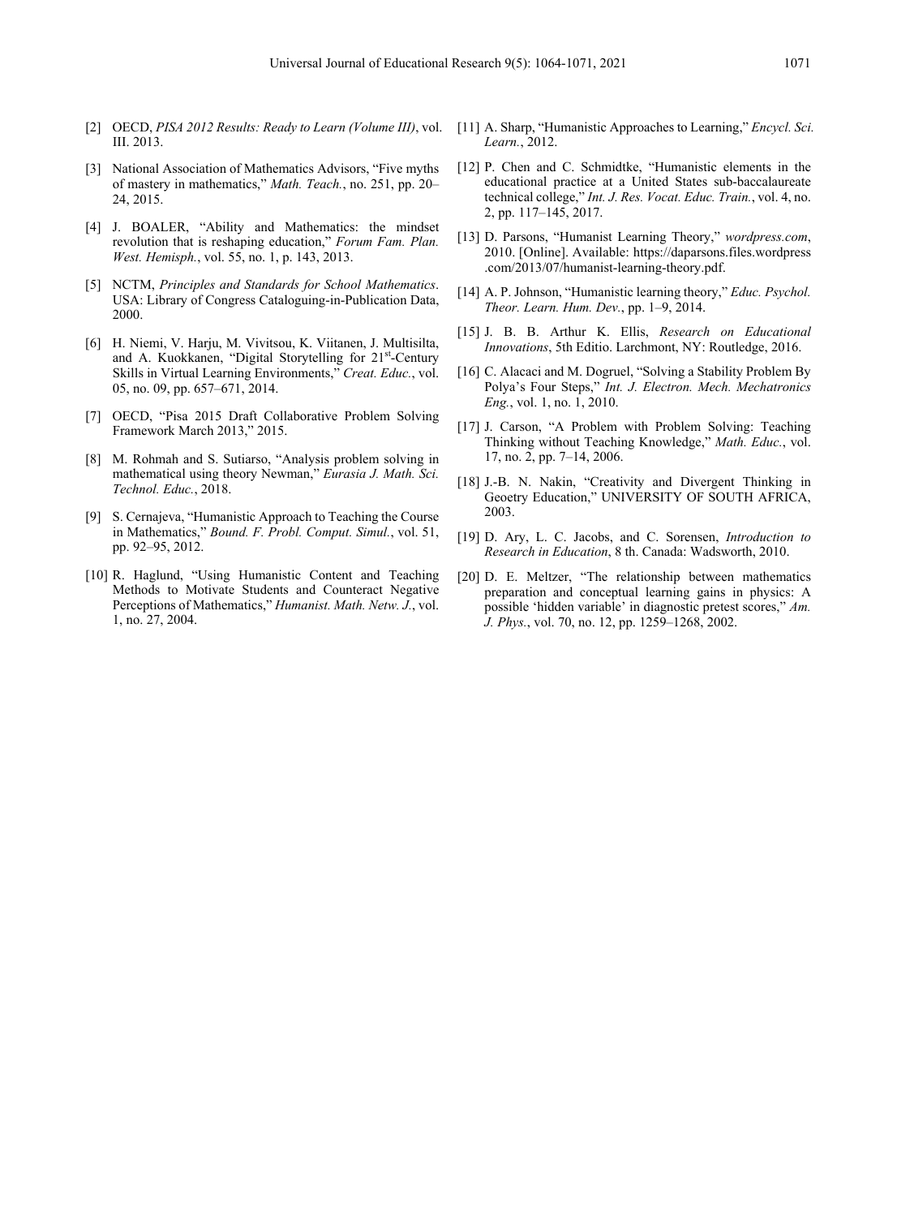[2] OECD, *PISA 2012 Results: Ready to Learn (Volume III)*, vol. III. 2013.

[3] National Association of Mathematics Advisors, "Five myths of mastery in mathematics," *Math. Teach.*, no. 251, pp. 20–24, 2015.

[4] J. BOALER, "Ability and Mathematics: the mindset revolution that is reshaping education," *Forum Fam. Plan. West. Hemisph.*, vol. 55, no. 1, p. 143, 2013.

[5] NCTM, *Principles and Standards for School Mathematics*. USA: Library of Congress Cataloguing-in-Publication Data, 2000.

[6] H. Niemi, V. Harju, M. Vivitsou, K. Viitanen, J. Multisilta, and A. Kuokkanen, "Digital Storytelling for 21st-Century Skills in Virtual Learning Environments," *Creat. Educ.*, vol. 05, no. 09, pp. 657–671, 2014.

[7] OECD, "Pisa 2015 Draft Collaborative Problem Solving Framework March 2013," 2015.

[8] M. Rohmah and S. Sutiarso, "Analysis problem solving in mathematical using theory Newman," *Eurasia J. Math. Sci. Technol. Educ.*, 2018.

[9] S. Cernajeva, "Humanistic Approach to Teaching the Course in Mathematics," *Bound. F. Probl. Comput. Simul.*, vol. 51, pp. 92–95, 2012.

[10] R. Haglund, "Using Humanistic Content and Teaching Methods to Motivate Students and Counteract Negative Perceptions of Mathematics," *Humanist. Math. Netw. J.*, vol. 1, no. 27, 2004.

[11] A. Sharp, "Humanistic Approaches to Learning," *Encycl. Sci. Learn.*, 2012.

[12] P. Chen and C. Schmidtke, "Humanistic elements in the educational practice at a United States sub-baccalaureate technical college," *Int. J. Res. Vocat. Educ. Train.*, vol. 4, no. 2, pp. 117–145, 2017.

[13] D. Parsons, "Humanist Learning Theory," *wordpress.com*, 2010. [Online]. Available: https://daparsons.files.wordpress.com/2013/07/humanist-learning-theory.pdf.

[14] A. P. Johnson, "Humanistic learning theory," *Educ. Psychol. Theor. Learn. Hum. Dev.*, pp. 1–9, 2014.

[15] J. B. B. Arthur K. Ellis, *Research on Educational Innovations*, 5th Editio. Larchmont, NY: Routledge, 2016.

[16] C. Alacaci and M. Dogruel, "Solving a Stability Problem By Polya's Four Steps," *Int. J. Electron. Mech. Mechatronics Eng.*, vol. 1, no. 1, 2010.

[17] J. Carson, "A Problem with Problem Solving: Teaching Thinking without Teaching Knowledge," *Math. Educ.*, vol. 17, no. 2, pp. 7–14, 2006.

[18] J.-B. N. Nakin, "Creativity and Divergent Thinking in Geoetry Education," UNIVERSITY OF SOUTH AFRICA, 2003.

[19] D. Ary, L. C. Jacobs, and C. Sorensen, *Introduction to Research in Education*, 8 th. Canada: Wadsworth, 2010.

[20] D. E. Meltzer, "The relationship between mathematics preparation and conceptual learning gains in physics: A possible 'hidden variable' in diagnostic pretest scores," *Am. J. Phys.*, vol. 70, no. 12, pp. 1259–1268, 2002.